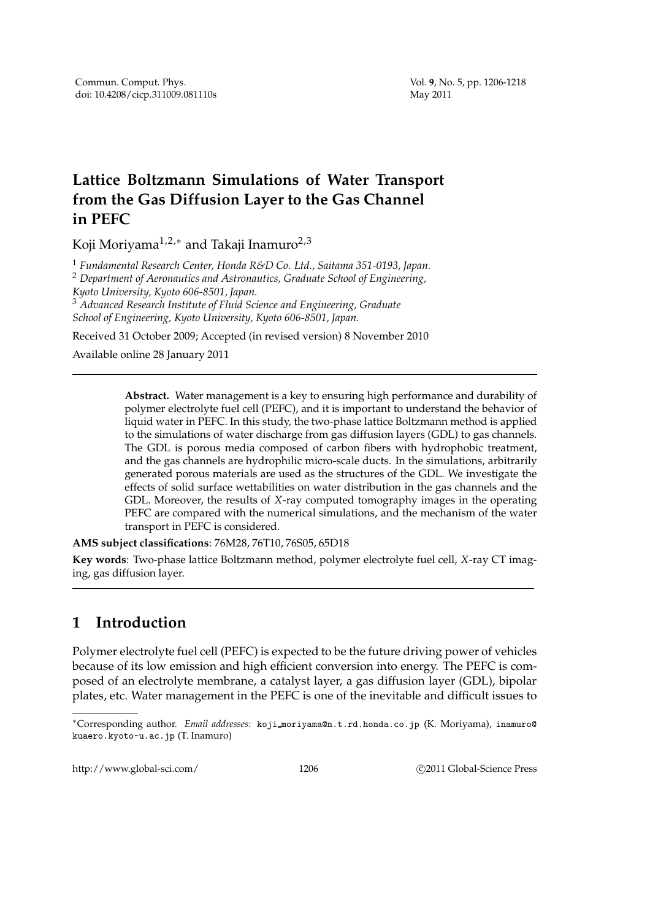# Lattice Boltzmann Simulations of Water Transport from the Gas Diffusion Layer to the Gas Channel in PEFC

Koji Moriyama[1,2,∗] and Takaji Inamuro[2,3]

[1] *Fundamental Research Center, Honda R&D Co. Ltd., Saitama 351-0193, Japan.*
[2] *Department of Aeronautics and Astronautics, Graduate School of Engineering, Kyoto University, Kyoto 606-8501, Japan.*
[3] *Advanced Research Institute of Fluid Science and Engineering, Graduate School of Engineering, Kyoto University, Kyoto 606-8501, Japan.*

Received 31 October 2009; Accepted (in revised version) 8 November 2010

Available online 28 January 2011

---

**Abstract.** Water management is a key to ensuring high performance and durability of polymer electrolyte fuel cell (PEFC), and it is important to understand the behavior of liquid water in PEFC. In this study, the two-phase lattice Boltzmann method is applied to the simulations of water discharge from gas diffusion layers (GDL) to gas channels. The GDL is porous media composed of carbon fibers with hydrophobic treatment, and the gas channels are hydrophilic micro-scale ducts. In the simulations, arbitrarily generated porous materials are used as the structures of the GDL. We investigate the effects of solid surface wettabilities on water distribution in the gas channels and the GDL. Moreover, the results of *X*-ray computed tomography images in the operating PEFC are compared with the numerical simulations, and the mechanism of the water transport in PEFC is considered.

**AMS subject classifications**: 76M28, 76T10, 76S05, 65D18

**Key words**: Two-phase lattice Boltzmann method, polymer electrolyte fuel cell, *X*-ray CT imaging, gas diffusion layer.

---

## 1 Introduction

Polymer electrolyte fuel cell (PEFC) is expected to be the future driving power of vehicles because of its low emission and high efficient conversion into energy. The PEFC is composed of an electrolyte membrane, a catalyst layer, a gas diffusion layer (GDL), bipolar plates, etc. Water management in the PEFC is one of the inevitable and difficult issues to

---

∗Corresponding author. *Email addresses:* koji_moriyama@n.t.rd.honda.co.jp (K. Moriyama), inamuro@kuaero.kyoto-u.ac.jp (T. Inamuro)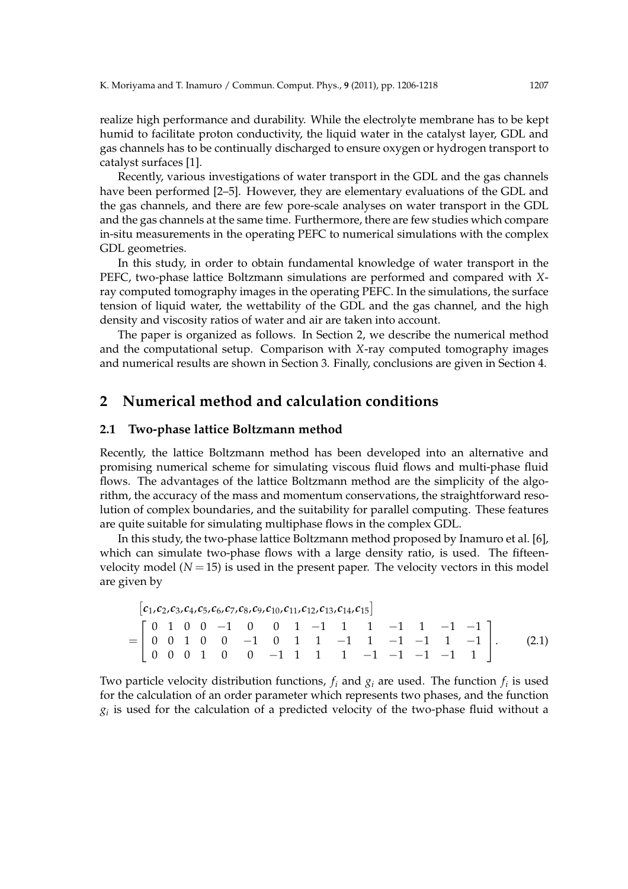realize high performance and durability. While the electrolyte membrane has to be kept humid to facilitate proton conductivity, the liquid water in the catalyst layer, GDL and gas channels has to be continually discharged to ensure oxygen or hydrogen transport to catalyst surfaces [1].

Recently, various investigations of water transport in the GDL and the gas channels have been performed [2–5]. However, they are elementary evaluations of the GDL and the gas channels, and there are few pore-scale analyses on water transport in the GDL and the gas channels at the same time. Furthermore, there are few studies which compare in-situ measurements in the operating PEFC to numerical simulations with the complex GDL geometries.

In this study, in order to obtain fundamental knowledge of water transport in the PEFC, two-phase lattice Boltzmann simulations are performed and compared with *X*-ray computed tomography images in the operating PEFC. In the simulations, the surface tension of liquid water, the wettability of the GDL and the gas channel, and the high density and viscosity ratios of water and air are taken into account.

The paper is organized as follows. In Section 2, we describe the numerical method and the computational setup. Comparison with *X*-ray computed tomography images and numerical results are shown in Section 3. Finally, conclusions are given in Section 4.

## 2 Numerical method and calculation conditions

### 2.1 Two-phase lattice Boltzmann method

Recently, the lattice Boltzmann method has been developed into an alternative and promising numerical scheme for simulating viscous fluid flows and multi-phase fluid flows. The advantages of the lattice Boltzmann method are the simplicity of the algorithm, the accuracy of the mass and momentum conservations, the straightforward resolution of complex boundaries, and the suitability for parallel computing. These features are quite suitable for simulating multiphase flows in the complex GDL.

In this study, the two-phase lattice Boltzmann method proposed by Inamuro et al. [6], which can simulate two-phase flows with a large density ratio, is used. The fifteen-velocity model ($N = 15$) is used in the present paper. The velocity vectors in this model are given by

$$
\begin{aligned}
&\left[\boldsymbol{c}_1, \boldsymbol{c}_2, \boldsymbol{c}_3, \boldsymbol{c}_4, \boldsymbol{c}_5, \boldsymbol{c}_6, \boldsymbol{c}_7, \boldsymbol{c}_8, \boldsymbol{c}_9, \boldsymbol{c}_{10}, \boldsymbol{c}_{11}, \boldsymbol{c}_{12}, \boldsymbol{c}_{13}, \boldsymbol{c}_{14}, \boldsymbol{c}_{15}\right] \\
&= \begin{bmatrix} 0 & 1 & 0 & 0 & -1 & 0 & 0 & 1 & -1 & 1 & 1 & -1 & 1 & -1 & -1 \\ 0 & 0 & 1 & 0 & 0 & -1 & 0 & 1 & 1 & -1 & 1 & -1 & -1 & 1 & -1 \\ 0 & 0 & 0 & 1 & 0 & 0 & -1 & 1 & 1 & 1 & -1 & -1 & -1 & -1 & 1 \end{bmatrix}.
\end{aligned} \tag{2.1}
$$

Two particle velocity distribution functions, $f_i$ and $g_i$ are used. The function $f_i$ is used for the calculation of an order parameter which represents two phases, and the function $g_i$ is used for the calculation of a predicted velocity of the two-phase fluid without a